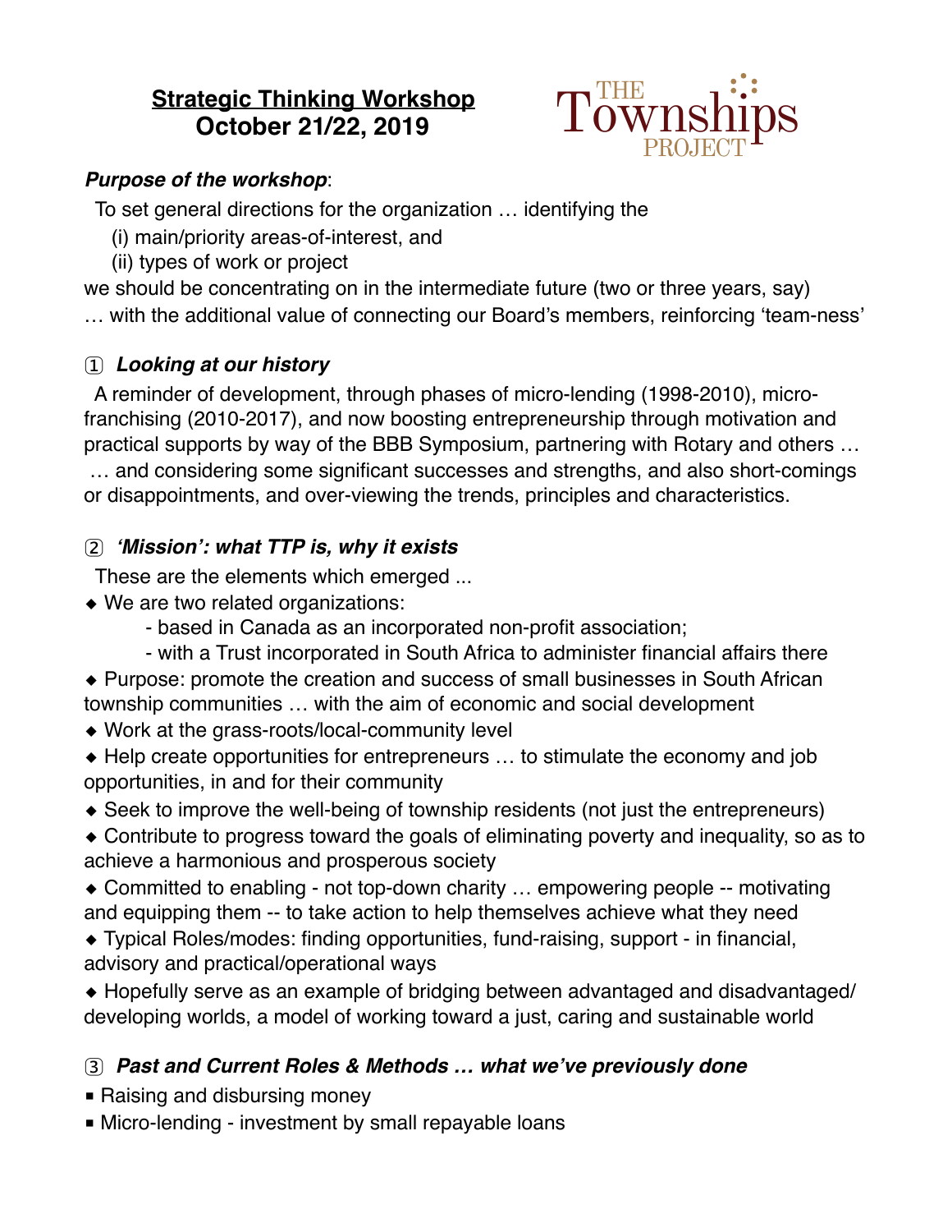# Strategic Thinking Workshop
## October 21/22, 2019

The Townships Project

***Purpose of the workshop***:

To set general directions for the organization … identifying the

(i) main/priority areas-of-interest, and
(ii) types of work or project

we should be concentrating on in the intermediate future (two or three years, say)
… with the additional value of connecting our Board's members, reinforcing 'team-ness'

### ① *Looking at our history*

A reminder of development, through phases of micro-lending (1998-2010), micro-franchising (2010-2017), and now boosting entrepreneurship through motivation and practical supports by way of the BBB Symposium, partnering with Rotary and others …
… and considering some significant successes and strengths, and also short-comings or disappointments, and over-viewing the trends, principles and characteristics.

### ② *'Mission': what TTP is, why it exists*

These are the elements which emerged ...

- We are two related organizations:
  - based in Canada as an incorporated non-profit association;
  - with a Trust incorporated in South Africa to administer financial affairs there
- Purpose: promote the creation and success of small businesses in South African township communities … with the aim of economic and social development
- Work at the grass-roots/local-community level
- Help create opportunities for entrepreneurs … to stimulate the economy and job opportunities, in and for their community
- Seek to improve the well-being of township residents (not just the entrepreneurs)
- Contribute to progress toward the goals of eliminating poverty and inequality, so as to achieve a harmonious and prosperous society
- Committed to enabling - not top-down charity … empowering people -- motivating and equipping them -- to take action to help themselves achieve what they need
- Typical Roles/modes: finding opportunities, fund-raising, support - in financial, advisory and practical/operational ways
- Hopefully serve as an example of bridging between advantaged and disadvantaged/developing worlds, a model of working toward a just, caring and sustainable world

### ③ *Past and Current Roles & Methods … what we've previously done*

- Raising and disbursing money
- Micro-lending - investment by small repayable loans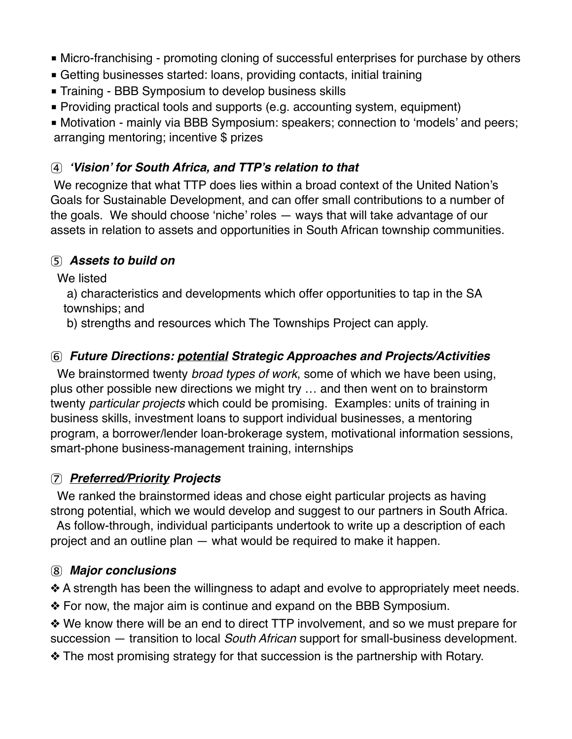- Micro-franchising - promoting cloning of successful enterprises for purchase by others
- Getting businesses started: loans, providing contacts, initial training
- Training - BBB Symposium to develop business skills
- Providing practical tools and supports (e.g. accounting system, equipment)
- Motivation - mainly via BBB Symposium: speakers; connection to 'models' and peers; arranging mentoring; incentive $ prizes

### ④ *'Vision' for South Africa, and TTP's relation to that*

We recognize that what TTP does lies within a broad context of the United Nation's Goals for Sustainable Development, and can offer small contributions to a number of the goals. We should choose 'niche' roles — ways that will take advantage of our assets in relation to assets and opportunities in South African township communities.

### ⑤ *Assets to build on*

We listed

a) characteristics and developments which offer opportunities to tap in the SA townships; and

b) strengths and resources which The Townships Project can apply.

### ⑥ *Future Directions: <u>potential</u> Strategic Approaches and Projects/Activities*

We brainstormed twenty *broad types of work*, some of which we have been using, plus other possible new directions we might try … and then went on to brainstorm twenty *particular projects* which could be promising. Examples: units of training in business skills, investment loans to support individual businesses, a mentoring program, a borrower/lender loan-brokerage system, motivational information sessions, smart-phone business-management training, internships

### ⑦ *<u>Preferred/Priority</u> Projects*

We ranked the brainstormed ideas and chose eight particular projects as having strong potential, which we would develop and suggest to our partners in South Africa.

As follow-through, individual participants undertook to write up a description of each project and an outline plan — what would be required to make it happen.

### ⑧ *Major conclusions*

❖ A strength has been the willingness to adapt and evolve to appropriately meet needs.

❖ For now, the major aim is continue and expand on the BBB Symposium.

❖ We know there will be an end to direct TTP involvement, and so we must prepare for succession — transition to local *South African* support for small-business development.

❖ The most promising strategy for that succession is the partnership with Rotary.